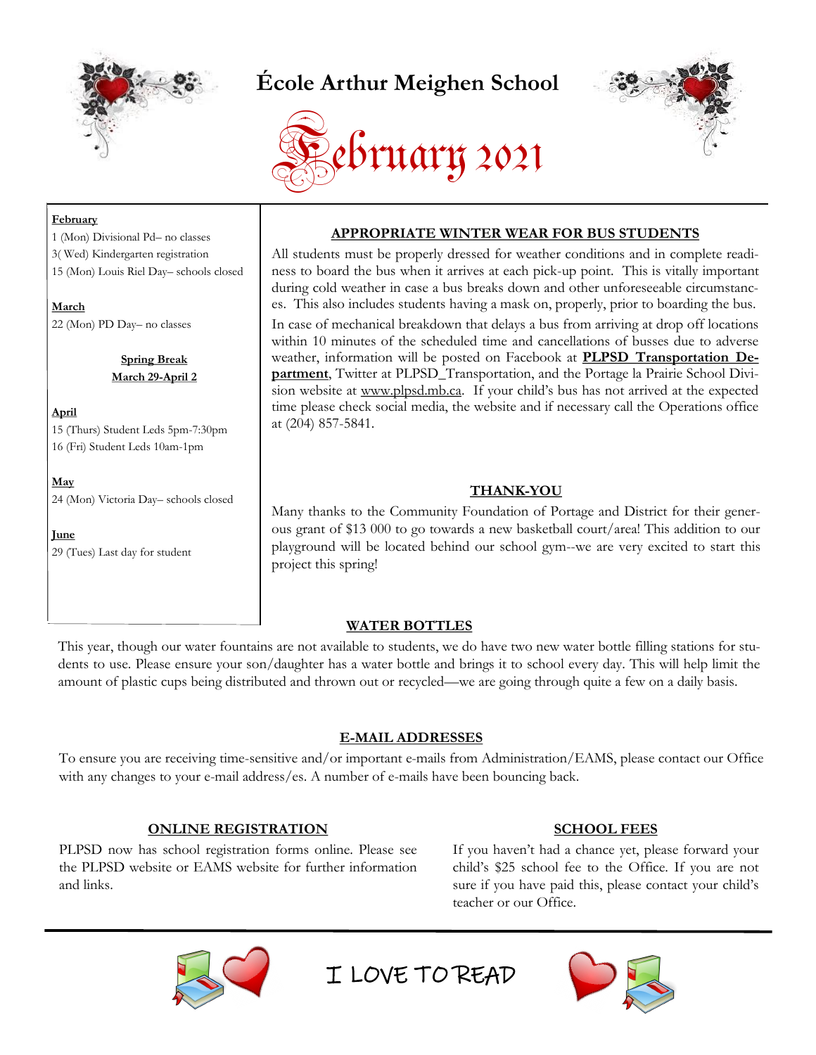# École Arthur Meighen School

# February 2021

**February**
1 (Mon) Divisional Pd– no classes
3( Wed) Kindergarten registration
15 (Mon) Louis Riel Day– schools closed

**March**
22 (Mon) PD Day– no classes

**Spring Break**
**March 29-April 2**

**April**
15 (Thurs) Student Leds 5pm-7:30pm
16 (Fri) Student Leds 10am-1pm

**May**
24 (Mon) Victoria Day– schools closed

**June**
29 (Tues) Last day for student

## APPROPRIATE WINTER WEAR FOR BUS STUDENTS

All students must be properly dressed for weather conditions and in complete readiness to board the bus when it arrives at each pick-up point. This is vitally important during cold weather in case a bus breaks down and other unforeseeable circumstances. This also includes students having a mask on, properly, prior to boarding the bus.

In case of mechanical breakdown that delays a bus from arriving at drop off locations within 10 minutes of the scheduled time and cancellations of busses due to adverse weather, information will be posted on Facebook at **PLPSD Transportation Department**, Twitter at PLPSD_Transportation, and the Portage la Prairie School Division website at www.plpsd.mb.ca. If your child's bus has not arrived at the expected time please check social media, the website and if necessary call the Operations office at (204) 857-5841.

## THANK-YOU

Many thanks to the Community Foundation of Portage and District for their generous grant of $13 000 to go towards a new basketball court/area! This addition to our playground will be located behind our school gym--we are very excited to start this project this spring!

## WATER BOTTLES

This year, though our water fountains are not available to students, we do have two new water bottle filling stations for students to use. Please ensure your son/daughter has a water bottle and brings it to school every day. This will help limit the amount of plastic cups being distributed and thrown out or recycled—we are going through quite a few on a daily basis.

## E-MAIL ADDRESSES

To ensure you are receiving time-sensitive and/or important e-mails from Administration/EAMS, please contact our Office with any changes to your e-mail address/es. A number of e-mails have been bouncing back.

## ONLINE REGISTRATION

PLPSD now has school registration forms online. Please see the PLPSD website or EAMS website for further information and links.

## SCHOOL FEES

If you haven't had a chance yet, please forward your child's $25 school fee to the Office. If you are not sure if you have paid this, please contact your child's teacher or our Office.

I LOVE TO READ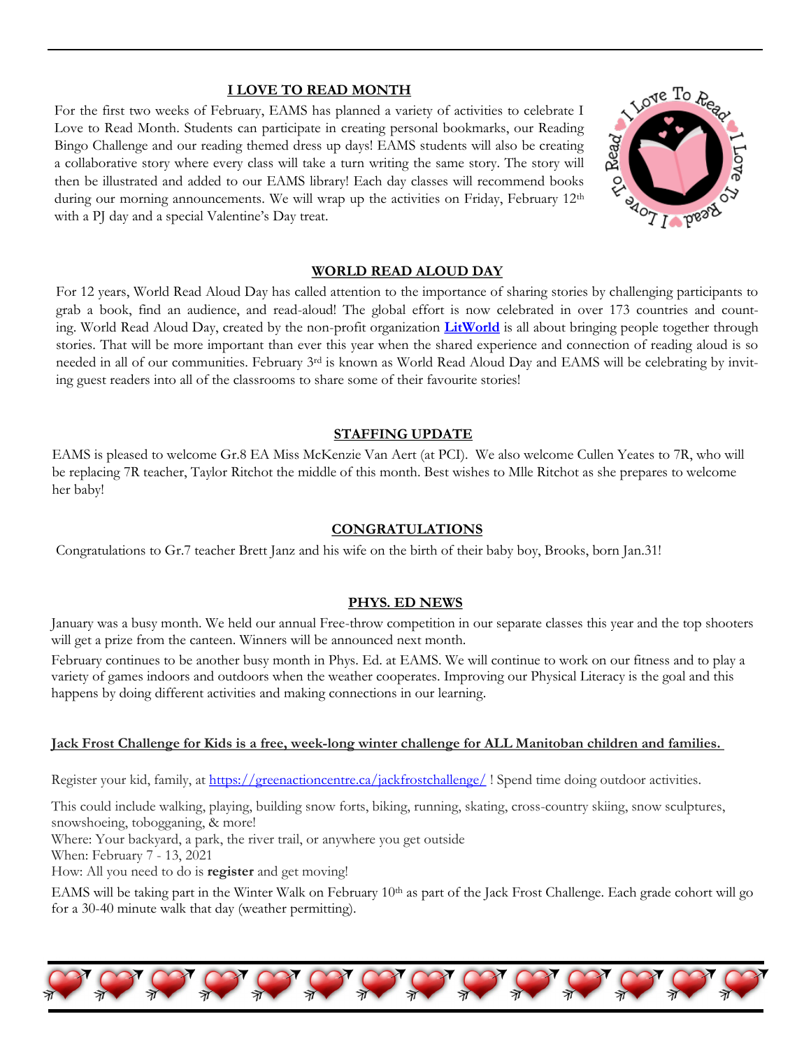## I LOVE TO READ MONTH

For the first two weeks of February, EAMS has planned a variety of activities to celebrate I Love to Read Month. Students can participate in creating personal bookmarks, our Reading Bingo Challenge and our reading themed dress up days! EAMS students will also be creating a collaborative story where every class will take a turn writing the same story. The story will then be illustrated and added to our EAMS library! Each day classes will recommend books during our morning announcements. We will wrap up the activities on Friday, February 12th with a PJ day and a special Valentine's Day treat.

## WORLD READ ALOUD DAY

For 12 years, World Read Aloud Day has called attention to the importance of sharing stories by challenging participants to grab a book, find an audience, and read-aloud! The global effort is now celebrated in over 173 countries and counting. World Read Aloud Day, created by the non-profit organization **LitWorld** is all about bringing people together through stories. That will be more important than ever this year when the shared experience and connection of reading aloud is so needed in all of our communities. February 3rd is known as World Read Aloud Day and EAMS will be celebrating by inviting guest readers into all of the classrooms to share some of their favourite stories!

## STAFFING UPDATE

EAMS is pleased to welcome Gr.8 EA Miss McKenzie Van Aert (at PCI). We also welcome Cullen Yeates to 7R, who will be replacing 7R teacher, Taylor Ritchot the middle of this month. Best wishes to Mlle Ritchot as she prepares to welcome her baby!

## CONGRATULATIONS

Congratulations to Gr.7 teacher Brett Janz and his wife on the birth of their baby boy, Brooks, born Jan.31!

## PHYS. ED NEWS

January was a busy month. We held our annual Free-throw competition in our separate classes this year and the top shooters will get a prize from the canteen. Winners will be announced next month.

February continues to be another busy month in Phys. Ed. at EAMS. We will continue to work on our fitness and to play a variety of games indoors and outdoors when the weather cooperates. Improving our Physical Literacy is the goal and this happens by doing different activities and making connections in our learning.

**Jack Frost Challenge for Kids is a free, week-long winter challenge for ALL Manitoban children and families.**

Register your kid, family, at https://greenactioncentre.ca/jackfrostchallenge/ ! Spend time doing outdoor activities.

This could include walking, playing, building snow forts, biking, running, skating, cross-country skiing, snow sculptures, snowshoeing, tobogganing, & more!

Where: Your backyard, a park, the river trail, or anywhere you get outside
When: February 7 - 13, 2021
How: All you need to do is **register** and get moving!

EAMS will be taking part in the Winter Walk on February 10th as part of the Jack Frost Challenge. Each grade cohort will go for a 30-40 minute walk that day (weather permitting).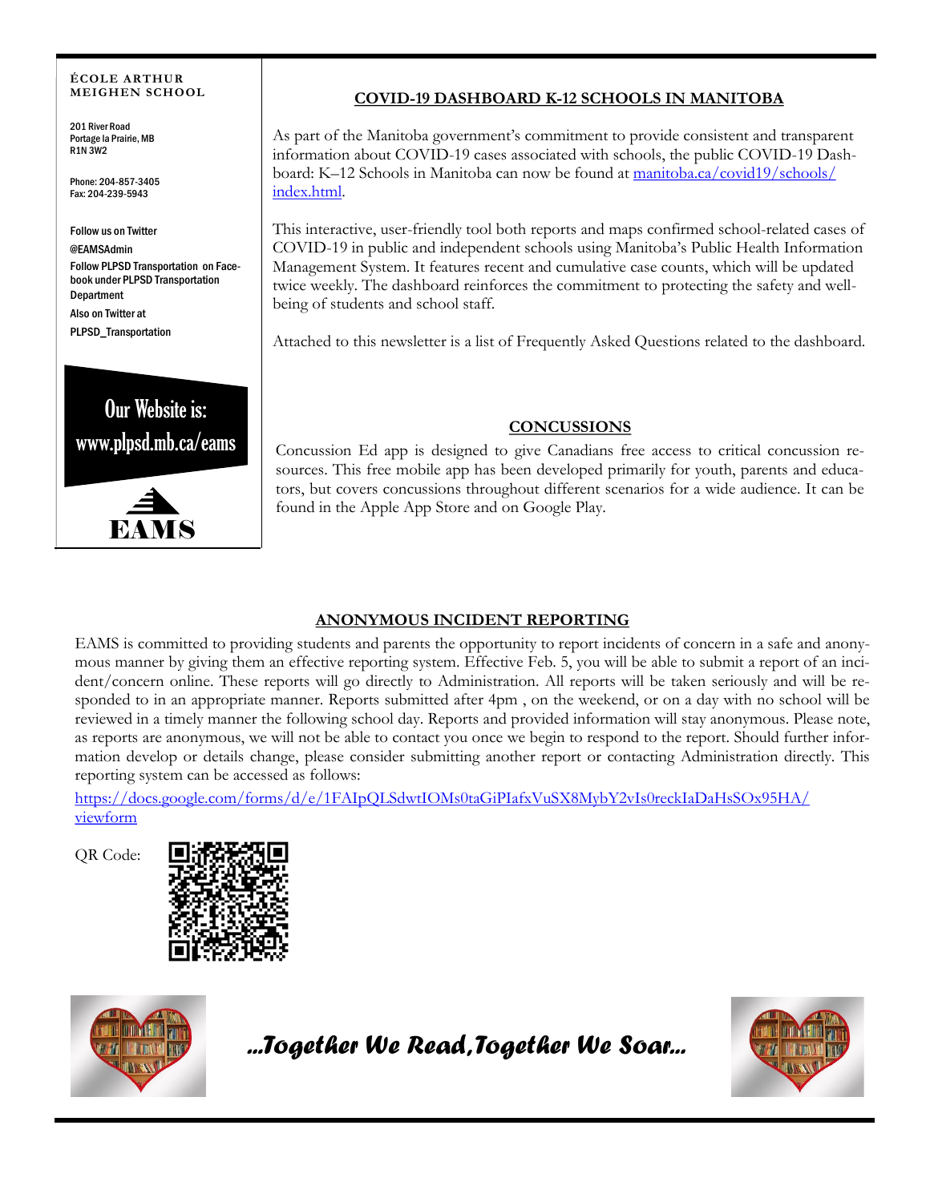**ÉCOLE ARTHUR MEIGHEN SCHOOL**

201 River Road
Portage la Prairie, MB
R1N 3W2

Phone: 204-857-3405
Fax: 204-239-5943

Follow us on Twitter
@EAMSAdmin

Follow PLPSD Transportation on Facebook under PLPSD Transportation Department

Also on Twitter at
PLPSD_Transportation

Our Website is:
www.plpsd.mb.ca/eams

EAMS

## COVID-19 DASHBOARD K-12 SCHOOLS IN MANITOBA

As part of the Manitoba government's commitment to provide consistent and transparent information about COVID-19 cases associated with schools, the public COVID-19 Dashboard: K–12 Schools in Manitoba can now be found at [manitoba.ca/covid19/schools/index.html](manitoba.ca/covid19/schools/index.html).

This interactive, user-friendly tool both reports and maps confirmed school-related cases of COVID-19 in public and independent schools using Manitoba's Public Health Information Management System. It features recent and cumulative case counts, which will be updated twice weekly. The dashboard reinforces the commitment to protecting the safety and well-being of students and school staff.

Attached to this newsletter is a list of Frequently Asked Questions related to the dashboard.

## CONCUSSIONS

Concussion Ed app is designed to give Canadians free access to critical concussion resources. This free mobile app has been developed primarily for youth, parents and educators, but covers concussions throughout different scenarios for a wide audience. It can be found in the Apple App Store and on Google Play.

## ANONYMOUS INCIDENT REPORTING

EAMS is committed to providing students and parents the opportunity to report incidents of concern in a safe and anonymous manner by giving them an effective reporting system. Effective Feb. 5, you will be able to submit a report of an incident/concern online. These reports will go directly to Administration. All reports will be taken seriously and will be responded to in an appropriate manner. Reports submitted after 4pm , on the weekend, or on a day with no school will be reviewed in a timely manner the following school day. Reports and provided information will stay anonymous. Please note, as reports are anonymous, we will not be able to contact you once we begin to respond to the report. Should further information develop or details change, please consider submitting another report or contacting Administration directly. This reporting system can be accessed as follows:

[https://docs.google.com/forms/d/e/1FAIpQLSdwtIOMs0taGiPIafxVuSX8MybY2vIs0reckIaDaHsSOx95HA/viewform](https://docs.google.com/forms/d/e/1FAIpQLSdwtIOMs0taGiPIafxVuSX8MybY2vIs0reckIaDaHsSOx95HA/viewform)

QR Code:

*...Together We Read,Together We Soar...*